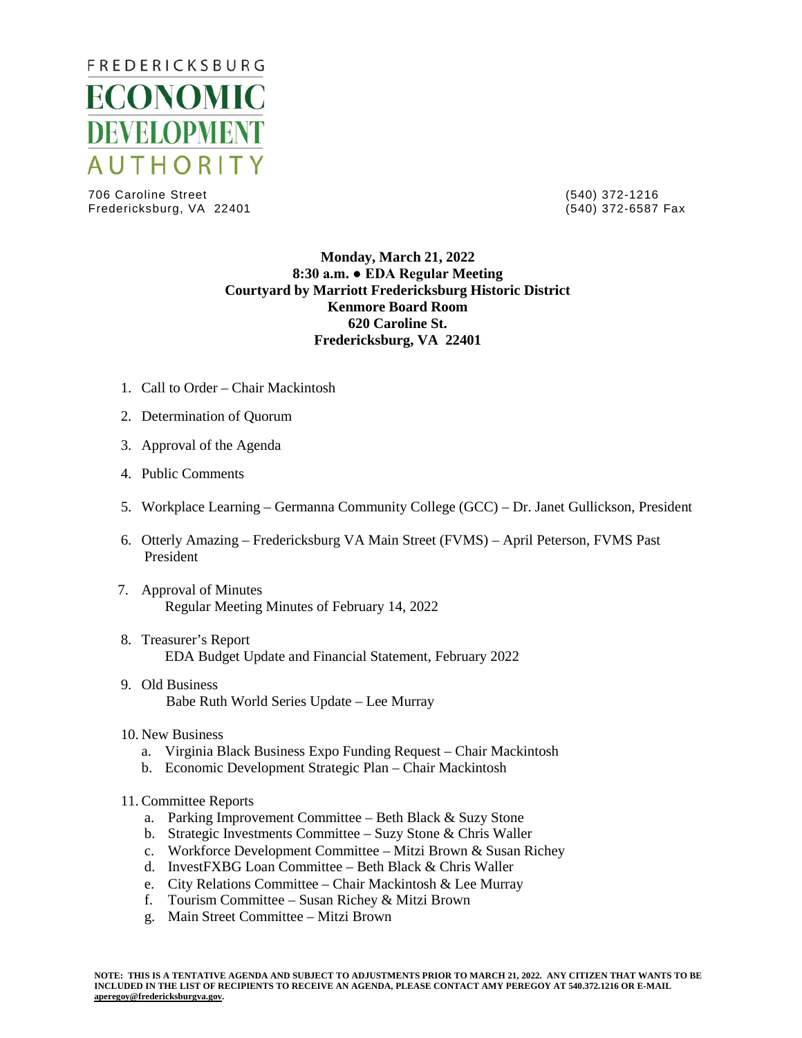# FREDERICKSBURG ECONOMIC DEVELOPMENT AUTHORITY

706 Caroline Street
Fredericksburg, VA 22401

(540) 372-1216
(540) 372-6587 Fax

**Monday, March 21, 2022**
**8:30 a.m. ● EDA Regular Meeting**
**Courtyard by Marriott Fredericksburg Historic District**
**Kenmore Board Room**
**620 Caroline St.**
**Fredericksburg, VA 22401**

1. Call to Order – Chair Mackintosh
2. Determination of Quorum
3. Approval of the Agenda
4. Public Comments
5. Workplace Learning – Germanna Community College (GCC) – Dr. Janet Gullickson, President
6. Otterly Amazing – Fredericksburg VA Main Street (FVMS) – April Peterson, FVMS Past President
7. Approval of Minutes
   Regular Meeting Minutes of February 14, 2022
8. Treasurer's Report
   EDA Budget Update and Financial Statement, February 2022
9. Old Business
   Babe Ruth World Series Update – Lee Murray
10. New Business
    a. Virginia Black Business Expo Funding Request – Chair Mackintosh
    b. Economic Development Strategic Plan – Chair Mackintosh
11. Committee Reports
    a. Parking Improvement Committee – Beth Black & Suzy Stone
    b. Strategic Investments Committee – Suzy Stone & Chris Waller
    c. Workforce Development Committee – Mitzi Brown & Susan Richey
    d. InvestFXBG Loan Committee – Beth Black & Chris Waller
    e. City Relations Committee – Chair Mackintosh & Lee Murray
    f. Tourism Committee – Susan Richey & Mitzi Brown
    g. Main Street Committee – Mitzi Brown

**NOTE: THIS IS A TENTATIVE AGENDA AND SUBJECT TO ADJUSTMENTS PRIOR TO MARCH 21, 2022. ANY CITIZEN THAT WANTS TO BE INCLUDED IN THE LIST OF RECIPIENTS TO RECEIVE AN AGENDA, PLEASE CONTACT AMY PEREGOY AT 540.372.1216 OR E-MAIL aperegoy@fredericksburgva.gov.**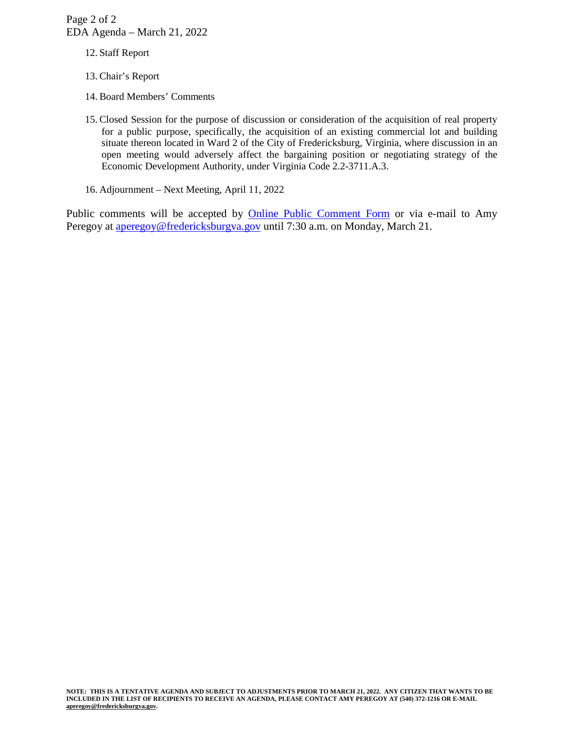12. Staff Report

13. Chair's Report

14. Board Members' Comments

15. Closed Session for the purpose of discussion or consideration of the acquisition of real property for a public purpose, specifically, the acquisition of an existing commercial lot and building situate thereon located in Ward 2 of the City of Fredericksburg, Virginia, where discussion in an open meeting would adversely affect the bargaining position or negotiating strategy of the Economic Development Authority, under Virginia Code 2.2-3711.A.3.

16. Adjournment – Next Meeting, April 11, 2022

Public comments will be accepted by Online Public Comment Form or via e-mail to Amy Peregoy at aperegoy@fredericksburgva.gov until 7:30 a.m. on Monday, March 21.

**NOTE: THIS IS A TENTATIVE AGENDA AND SUBJECT TO ADJUSTMENTS PRIOR TO MARCH 21, 2022. ANY CITIZEN THAT WANTS TO BE INCLUDED IN THE LIST OF RECIPIENTS TO RECEIVE AN AGENDA, PLEASE CONTACT AMY PEREGOY AT (540) 372-1216 OR E-MAIL aperegoy@fredericksburgva.gov.**